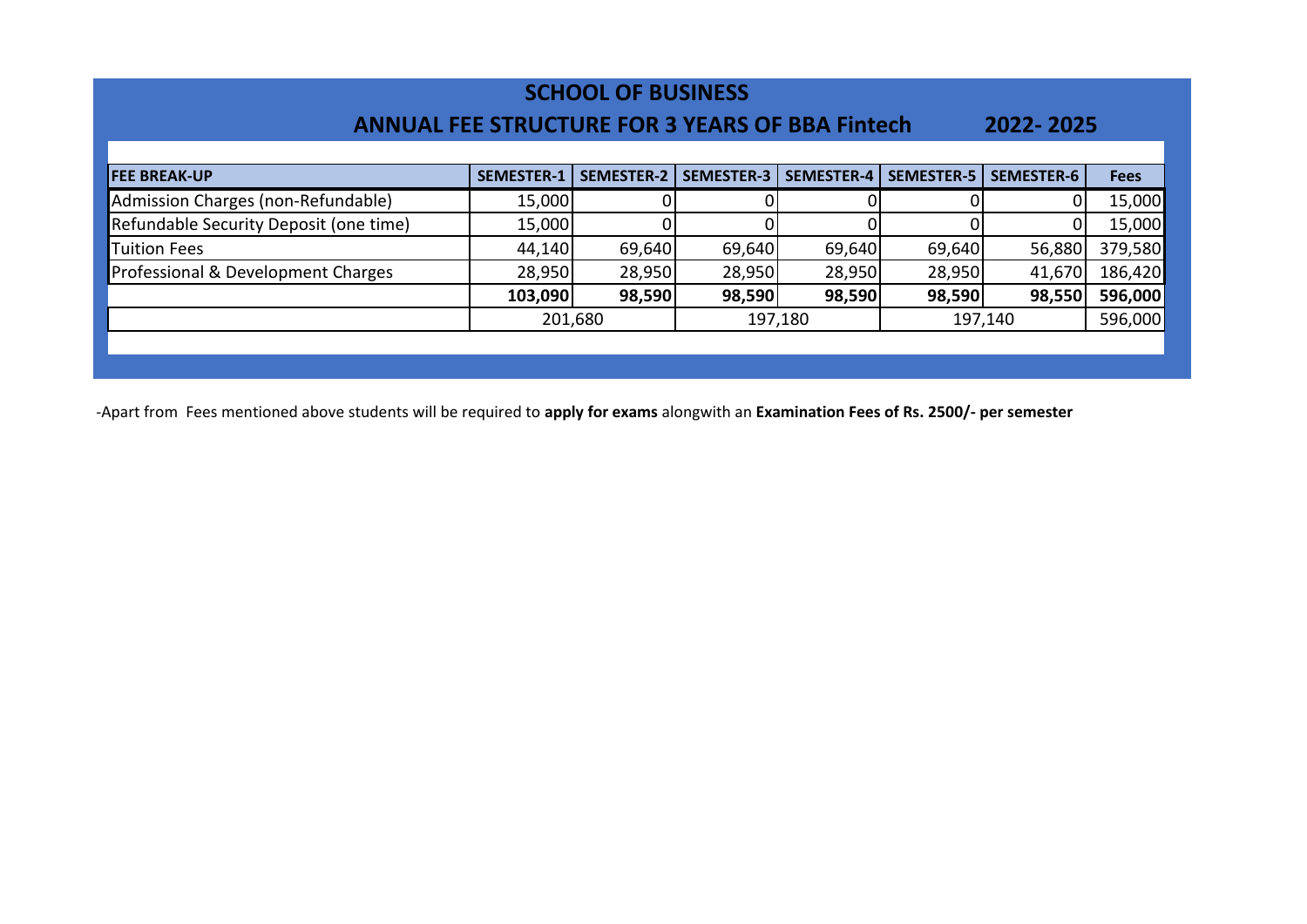# SCHOOL OF BUSINESS

## ANNUAL FEE STRUCTURE FOR 3 YEARS OF BBA Fintech 2022- 2025

| FEE BREAK-UP | SEMESTER-1 | SEMESTER-2 | SEMESTER-3 | SEMESTER-4 | SEMESTER-5 | SEMESTER-6 | Fees |
|---|---|---|---|---|---|---|---|
| Admission Charges (non-Refundable) | 15,000 | 0 | 0 | 0 | 0 | 0 | 15,000 |
| Refundable Security Deposit (one time) | 15,000 | 0 | 0 | 0 | 0 | 0 | 15,000 |
| Tuition Fees | 44,140 | 69,640 | 69,640 | 69,640 | 69,640 | 56,880 | 379,580 |
| Professional & Development Charges | 28,950 | 28,950 | 28,950 | 28,950 | 28,950 | 41,670 | 186,420 |
| | **103,090** | **98,590** | **98,590** | **98,590** | **98,590** | **98,550** | **596,000** |
| | 201,680 | | 197,180 | | 197,140 | | 596,000 |

-Apart from Fees mentioned above students will be required to **apply for exams** alongwith an **Examination Fees of Rs. 2500/- per semester**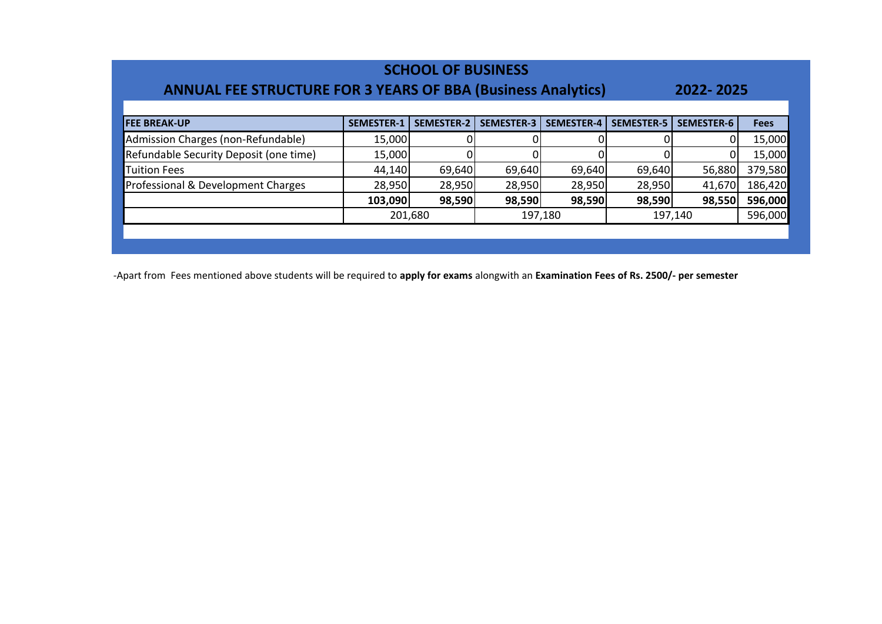# SCHOOL OF BUSINESS

## ANNUAL FEE STRUCTURE FOR 3 YEARS OF BBA (Business Analytics) 2022- 2025

| FEE BREAK-UP | SEMESTER-1 | SEMESTER-2 | SEMESTER-3 | SEMESTER-4 | SEMESTER-5 | SEMESTER-6 | Fees |
|---|---|---|---|---|---|---|---|
| Admission Charges (non-Refundable) | 15,000 | 0 | 0 | 0 | 0 | 0 | 15,000 |
| Refundable Security Deposit (one time) | 15,000 | 0 | 0 | 0 | 0 | 0 | 15,000 |
| Tuition Fees | 44,140 | 69,640 | 69,640 | 69,640 | 69,640 | 56,880 | 379,580 |
| Professional & Development Charges | 28,950 | 28,950 | 28,950 | 28,950 | 28,950 | 41,670 | 186,420 |
| | **103,090** | **98,590** | **98,590** | **98,590** | **98,590** | **98,550** | **596,000** |
| | 201,680 | | 197,180 | | 197,140 | | 596,000 |

-Apart from Fees mentioned above students will be required to **apply for exams** alongwith an **Examination Fees of Rs. 2500/- per semester**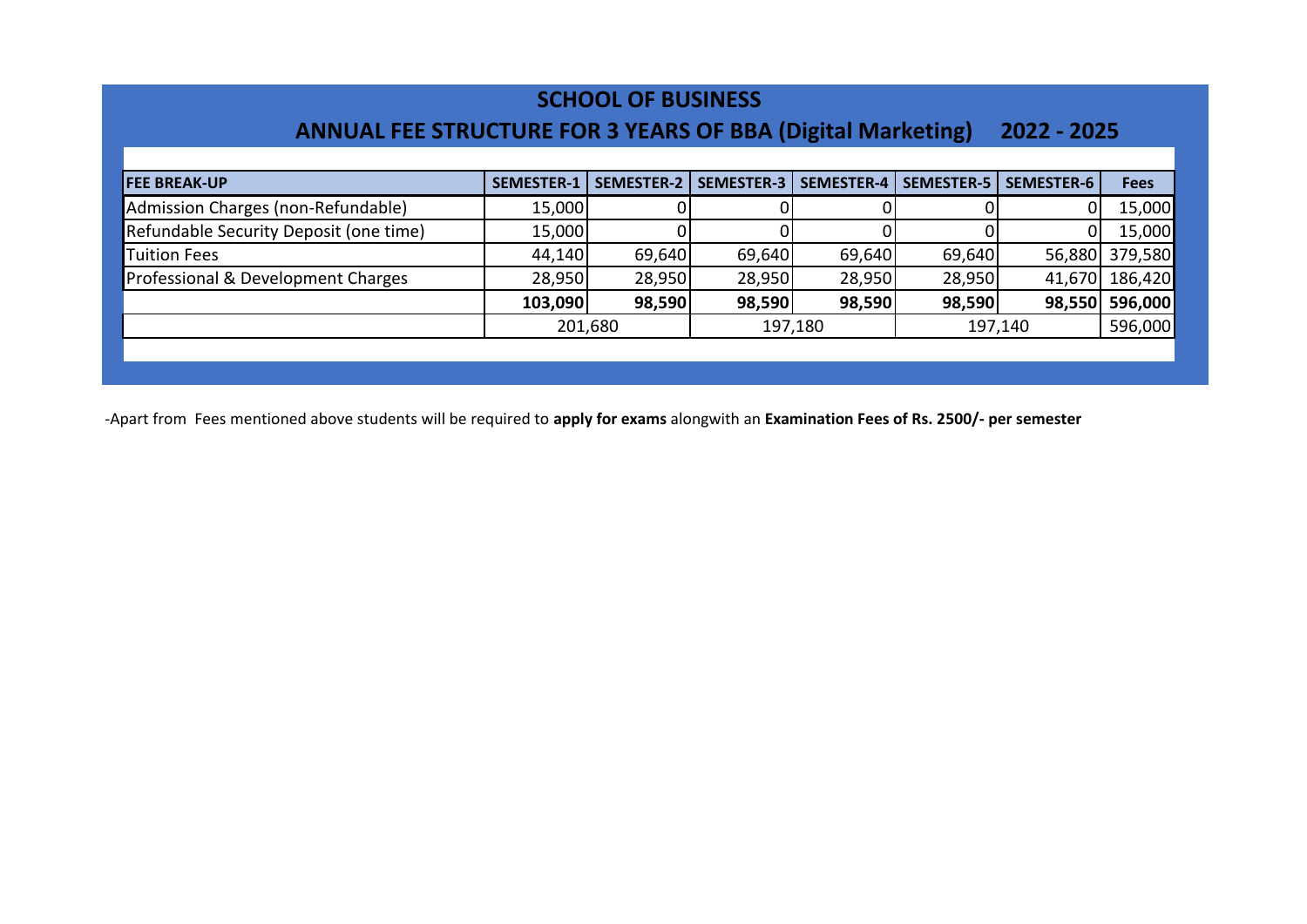## SCHOOL OF BUSINESS

## ANNUAL FEE STRUCTURE FOR 3 YEARS OF BBA (Digital Marketing) 2022 - 2025

| FEE BREAK-UP | SEMESTER-1 | SEMESTER-2 | SEMESTER-3 | SEMESTER-4 | SEMESTER-5 | SEMESTER-6 | Fees |
|---|---|---|---|---|---|---|---|
| Admission Charges (non-Refundable) | 15,000 | 0 | 0 | 0 | 0 | 0 | 15,000 |
| Refundable Security Deposit (one time) | 15,000 | 0 | 0 | 0 | 0 | 0 | 15,000 |
| Tuition Fees | 44,140 | 69,640 | 69,640 | 69,640 | 69,640 | 56,880 | 379,580 |
| Professional & Development Charges | 28,950 | 28,950 | 28,950 | 28,950 | 28,950 | 41,670 | 186,420 |
| | **103,090** | **98,590** | **98,590** | **98,590** | **98,590** | **98,550** | **596,000** |
| | 201,680 | | 197,180 | | 197,140 | | 596,000 |

-Apart from Fees mentioned above students will be required to **apply for exams** alongwith an **Examination Fees of Rs. 2500/- per semester**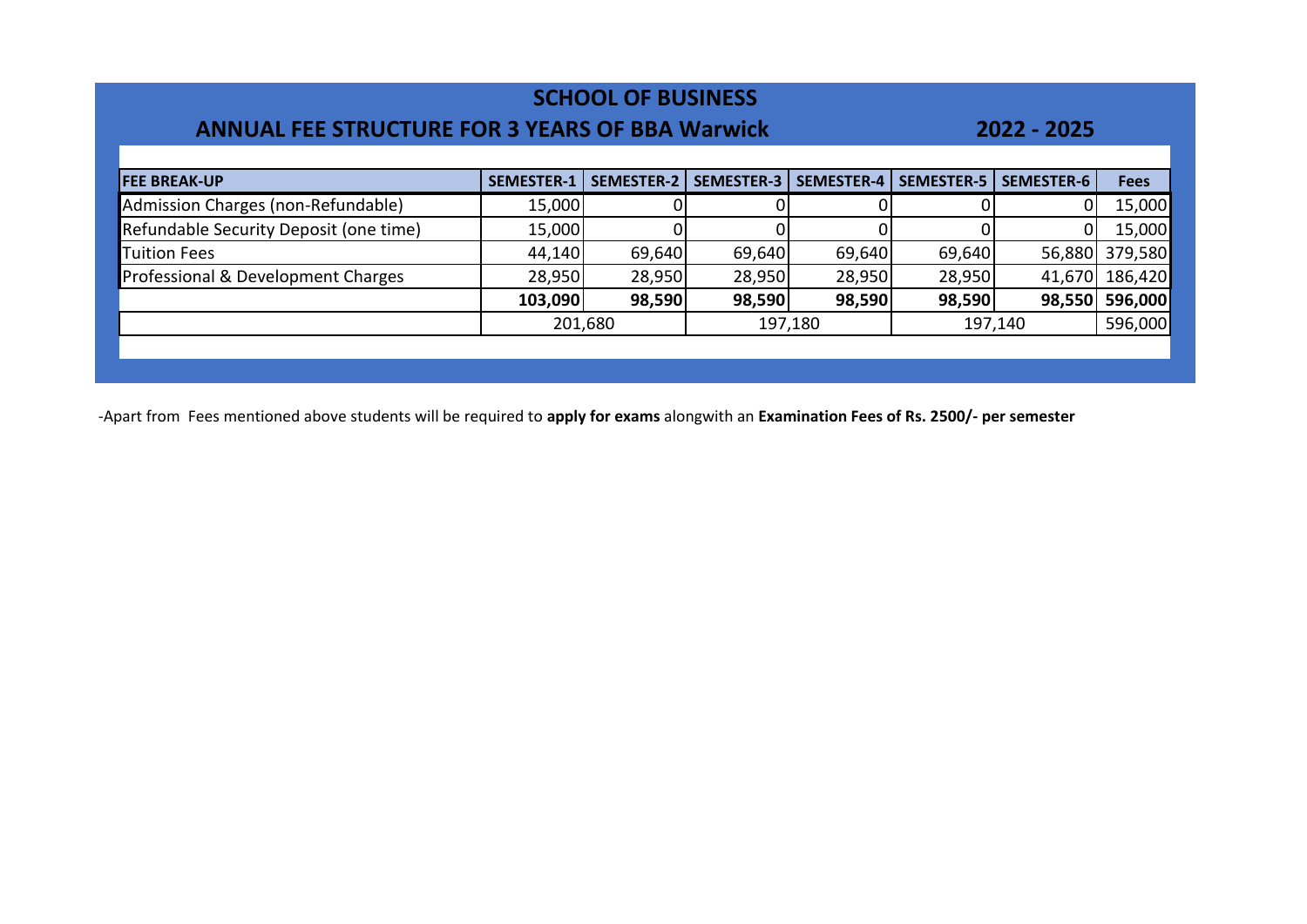# SCHOOL OF BUSINESS

## ANNUAL FEE STRUCTURE FOR 3 YEARS OF BBA Warwick 2022 - 2025

| FEE BREAK-UP | SEMESTER-1 | SEMESTER-2 | SEMESTER-3 | SEMESTER-4 | SEMESTER-5 | SEMESTER-6 | Fees |
|---|---|---|---|---|---|---|---|
| Admission Charges (non-Refundable) | 15,000 | 0 | 0 | 0 | 0 | 0 | 15,000 |
| Refundable Security Deposit (one time) | 15,000 | 0 | 0 | 0 | 0 | 0 | 15,000 |
| Tuition Fees | 44,140 | 69,640 | 69,640 | 69,640 | 69,640 | 56,880 | 379,580 |
| Professional & Development Charges | 28,950 | 28,950 | 28,950 | 28,950 | 28,950 | 41,670 | 186,420 |
| | **103,090** | **98,590** | **98,590** | **98,590** | **98,590** | **98,550** | **596,000** |
| | 201,680 | | 197,180 | | 197,140 | | 596,000 |

-Apart from Fees mentioned above students will be required to **apply for exams** alongwith an **Examination Fees of Rs. 2500/- per semester**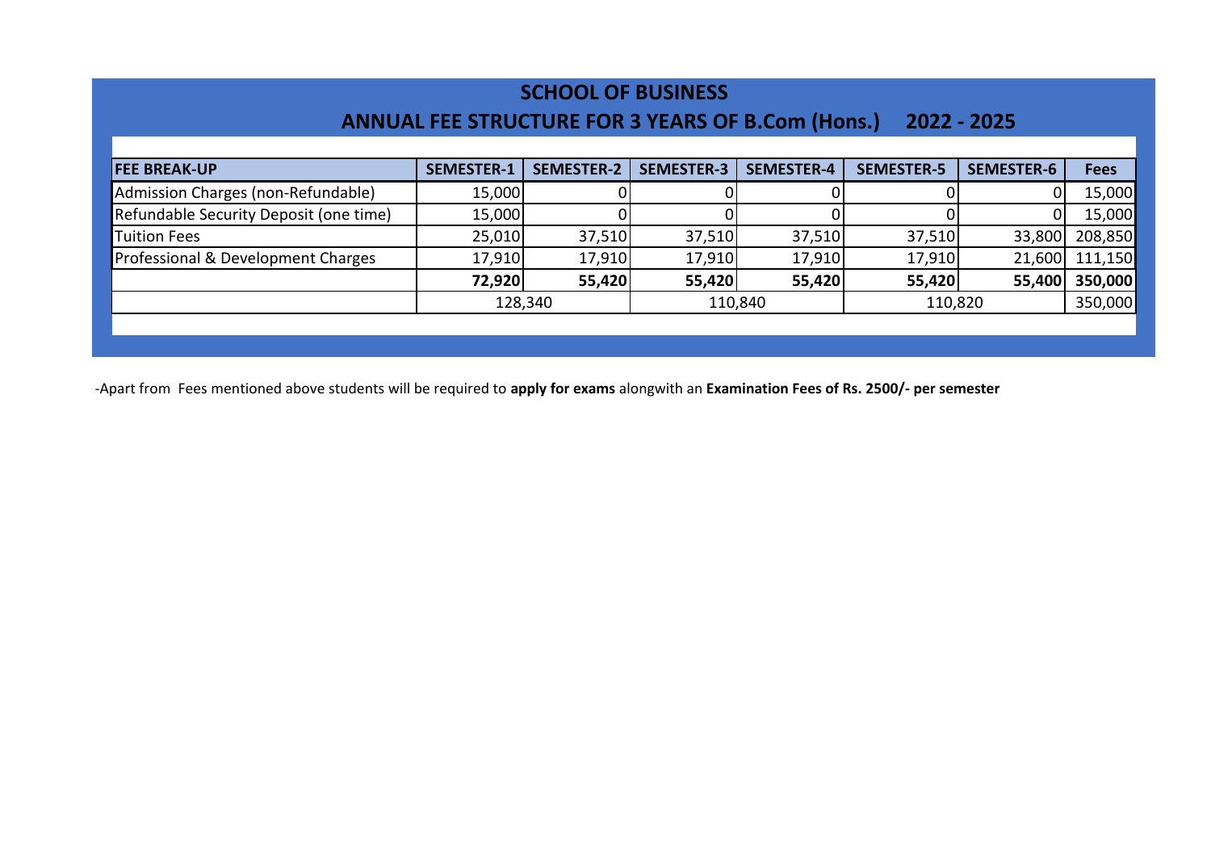## SCHOOL OF BUSINESS

## ANNUAL FEE STRUCTURE FOR 3 YEARS OF B.Com (Hons.) 2022 - 2025

| FEE BREAK-UP | SEMESTER-1 | SEMESTER-2 | SEMESTER-3 | SEMESTER-4 | SEMESTER-5 | SEMESTER-6 | Fees |
|---|---|---|---|---|---|---|---|
| Admission Charges (non-Refundable) | 15,000 | 0 | 0 | 0 | 0 | 0 | 15,000 |
| Refundable Security Deposit (one time) | 15,000 | 0 | 0 | 0 | 0 | 0 | 15,000 |
| Tuition Fees | 25,010 | 37,510 | 37,510 | 37,510 | 37,510 | 33,800 | 208,850 |
| Professional & Development Charges | 17,910 | 17,910 | 17,910 | 17,910 | 17,910 | 21,600 | 111,150 |
| | **72,920** | **55,420** | **55,420** | **55,420** | **55,420** | **55,400** | **350,000** |
| | 128,340 | | 110,840 | | 110,820 | | 350,000 |

-Apart from Fees mentioned above students will be required to **apply for exams** alongwith an **Examination Fees of Rs. 2500/- per semester**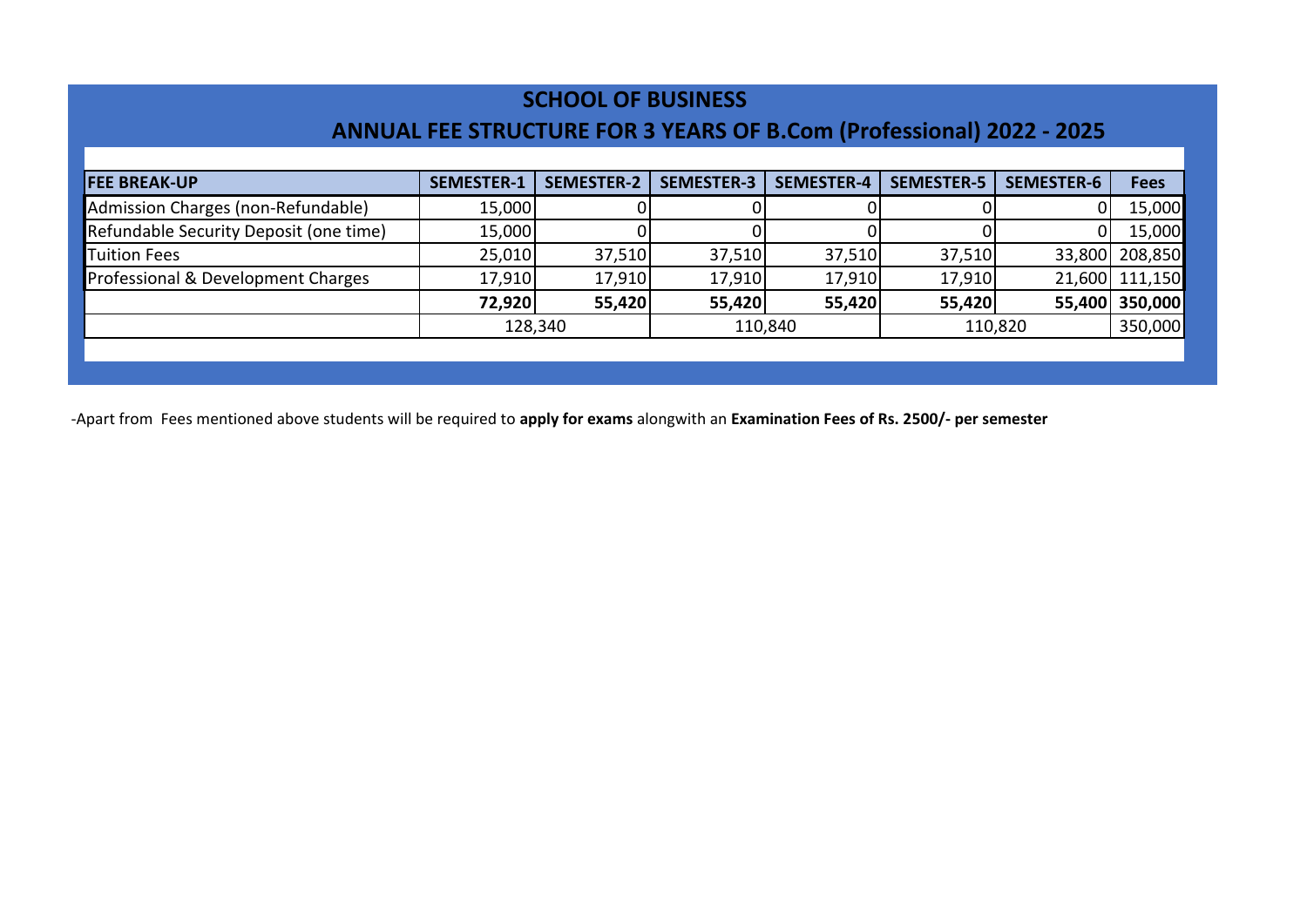## SCHOOL OF BUSINESS

## ANNUAL FEE STRUCTURE FOR 3 YEARS OF B.Com (Professional) 2022 - 2025

| FEE BREAK-UP | SEMESTER-1 | SEMESTER-2 | SEMESTER-3 | SEMESTER-4 | SEMESTER-5 | SEMESTER-6 | Fees |
|---|---|---|---|---|---|---|---|
| Admission Charges (non-Refundable) | 15,000 | 0 | 0 | 0 | 0 | 0 | 15,000 |
| Refundable Security Deposit (one time) | 15,000 | 0 | 0 | 0 | 0 | 0 | 15,000 |
| Tuition Fees | 25,010 | 37,510 | 37,510 | 37,510 | 37,510 | 33,800 | 208,850 |
| Professional & Development Charges | 17,910 | 17,910 | 17,910 | 17,910 | 17,910 | 21,600 | 111,150 |
| | **72,920** | **55,420** | **55,420** | **55,420** | **55,420** | **55,400** | **350,000** |
| | 128,340 | | 110,840 | | 110,820 | | 350,000 |

-Apart from Fees mentioned above students will be required to **apply for exams** alongwith an **Examination Fees of Rs. 2500/- per semester**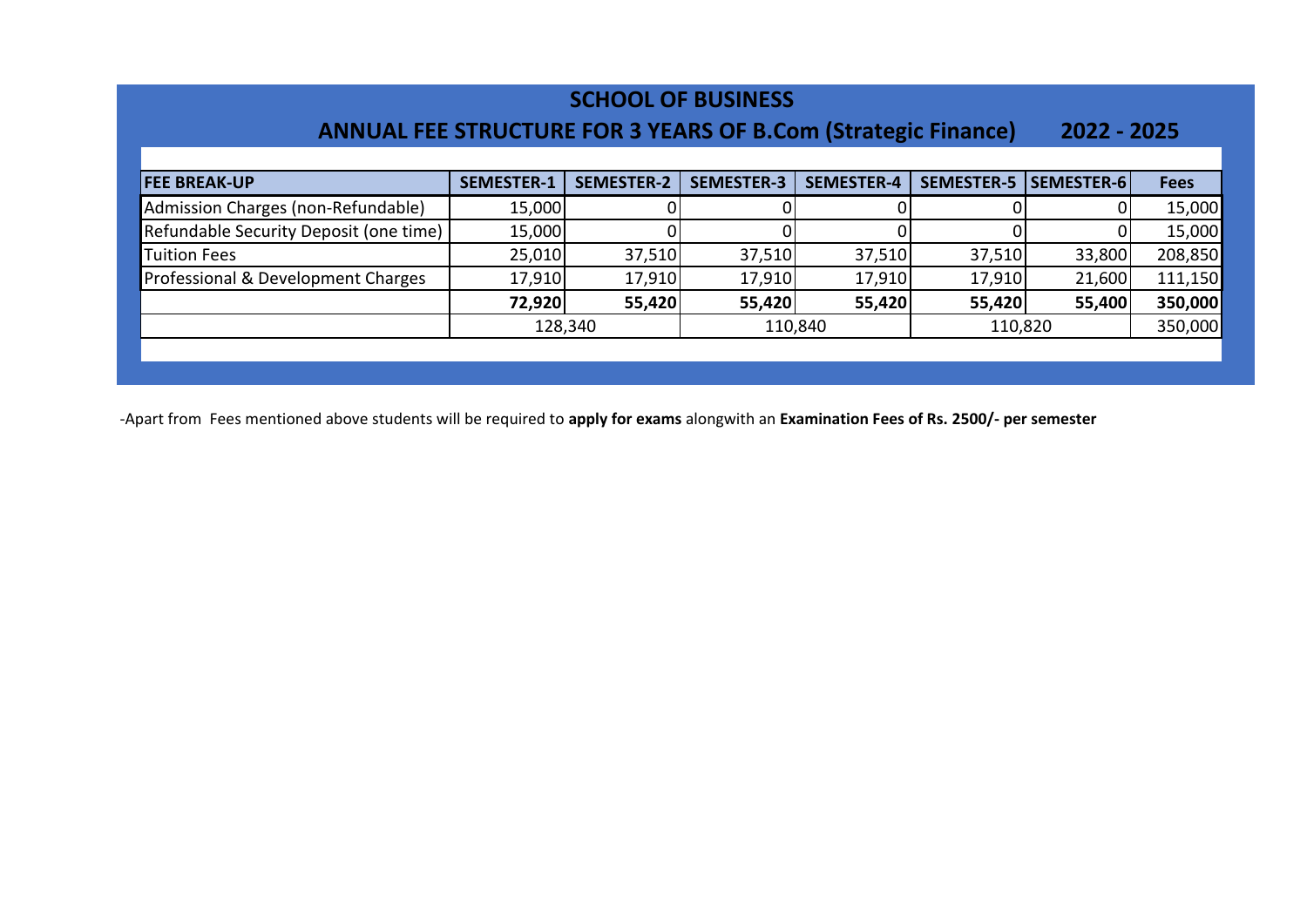## SCHOOL OF BUSINESS

## ANNUAL FEE STRUCTURE FOR 3 YEARS OF B.Com (Strategic Finance) 2022 - 2025

| FEE BREAK-UP | SEMESTER-1 | SEMESTER-2 | SEMESTER-3 | SEMESTER-4 | SEMESTER-5 | SEMESTER-6 | Fees |
|---|---|---|---|---|---|---|---|
| Admission Charges (non-Refundable) | 15,000 | 0 | 0 | 0 | 0 | 0 | 15,000 |
| Refundable Security Deposit (one time) | 15,000 | 0 | 0 | 0 | 0 | 0 | 15,000 |
| Tuition Fees | 25,010 | 37,510 | 37,510 | 37,510 | 37,510 | 33,800 | 208,850 |
| Professional & Development Charges | 17,910 | 17,910 | 17,910 | 17,910 | 17,910 | 21,600 | 111,150 |
| | **72,920** | **55,420** | **55,420** | **55,420** | **55,420** | **55,400** | **350,000** |
| | 128,340 | | 110,840 | | 110,820 | | 350,000 |

-Apart from Fees mentioned above students will be required to **apply for exams** alongwith an **Examination Fees of Rs. 2500/- per semester**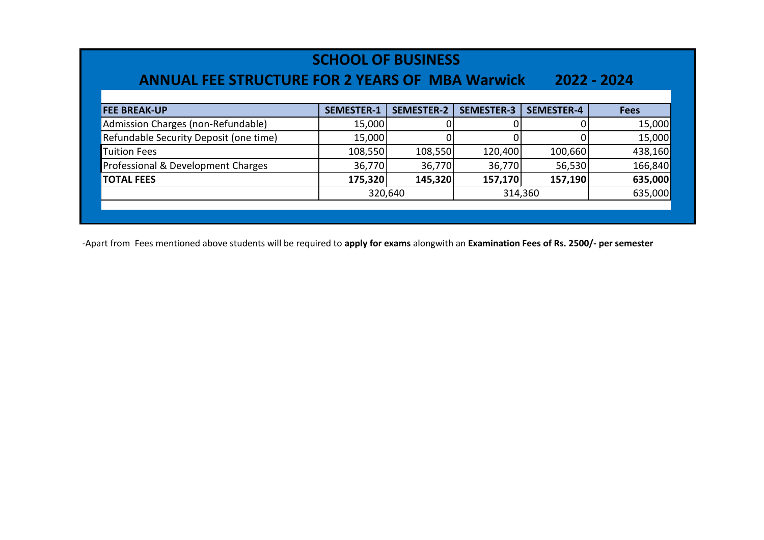# SCHOOL OF BUSINESS

## ANNUAL FEE STRUCTURE FOR 2 YEARS OF MBA Warwick 2022 - 2024

| FEE BREAK-UP | SEMESTER-1 | SEMESTER-2 | SEMESTER-3 | SEMESTER-4 | Fees |
|---|---|---|---|---|---|
| Admission Charges (non-Refundable) | 15,000 | 0 | 0 | 0 | 15,000 |
| Refundable Security Deposit (one time) | 15,000 | 0 | 0 | 0 | 15,000 |
| Tuition Fees | 108,550 | 108,550 | 120,400 | 100,660 | 438,160 |
| Professional & Development Charges | 36,770 | 36,770 | 36,770 | 56,530 | 166,840 |
| **TOTAL FEES** | **175,320** | **145,320** | **157,170** | **157,190** | **635,000** |
| | 320,640 | | 314,360 | | 635,000 |

-Apart from Fees mentioned above students will be required to **apply for exams** alongwith an **Examination Fees of Rs. 2500/- per semester**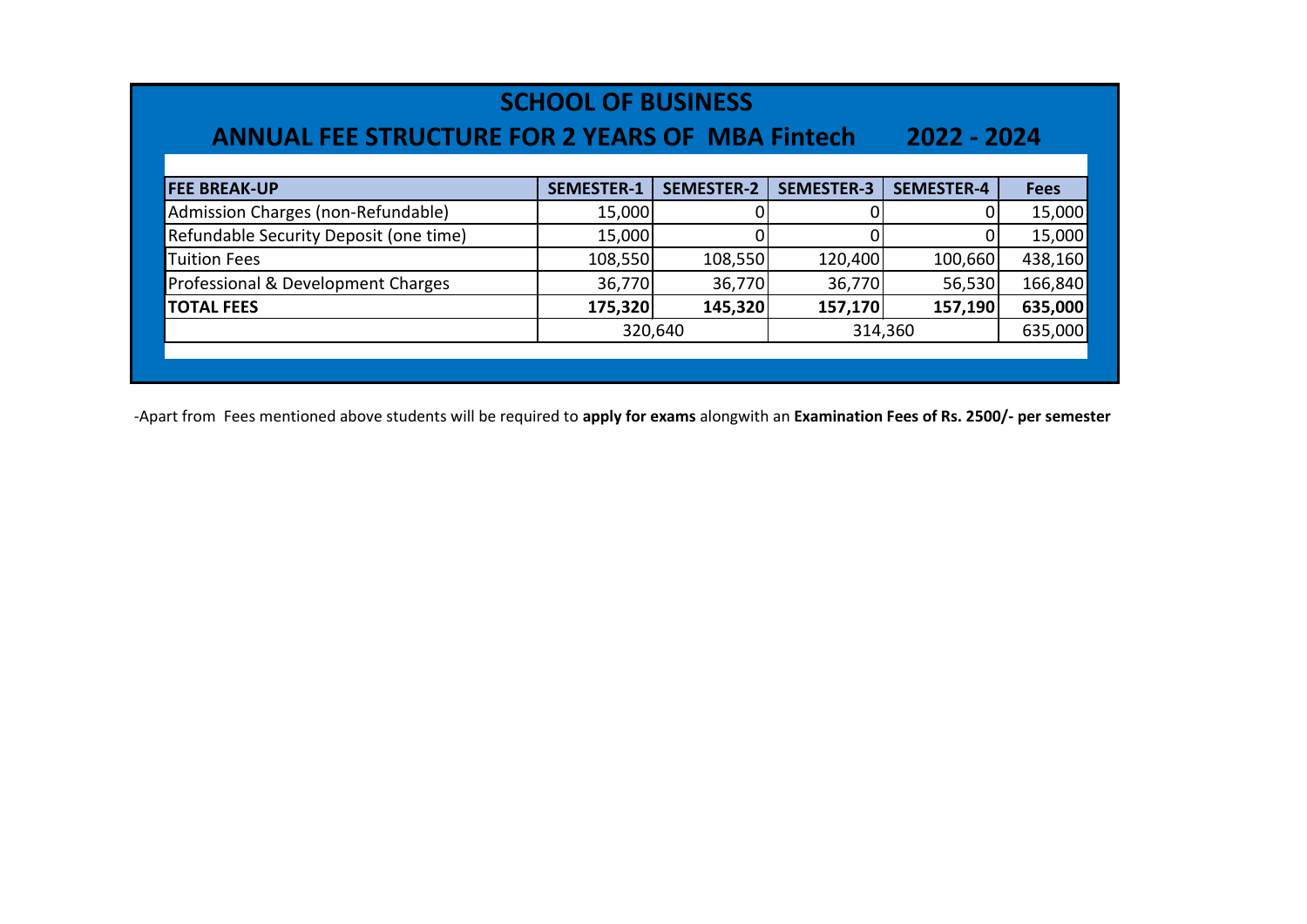# SCHOOL OF BUSINESS

## ANNUAL FEE STRUCTURE FOR 2 YEARS OF MBA Fintech 2022 - 2024

| FEE BREAK-UP | SEMESTER-1 | SEMESTER-2 | SEMESTER-3 | SEMESTER-4 | Fees |
|---|---|---|---|---|---|
| Admission Charges (non-Refundable) | 15,000 | 0 | 0 | 0 | 15,000 |
| Refundable Security Deposit (one time) | 15,000 | 0 | 0 | 0 | 15,000 |
| Tuition Fees | 108,550 | 108,550 | 120,400 | 100,660 | 438,160 |
| Professional & Development Charges | 36,770 | 36,770 | 36,770 | 56,530 | 166,840 |
| **TOTAL FEES** | **175,320** | **145,320** | **157,170** | **157,190** | **635,000** |
| | 320,640 | | 314,360 | | 635,000 |

-Apart from Fees mentioned above students will be required to **apply for exams** alongwith an **Examination Fees of Rs. 2500/- per semester**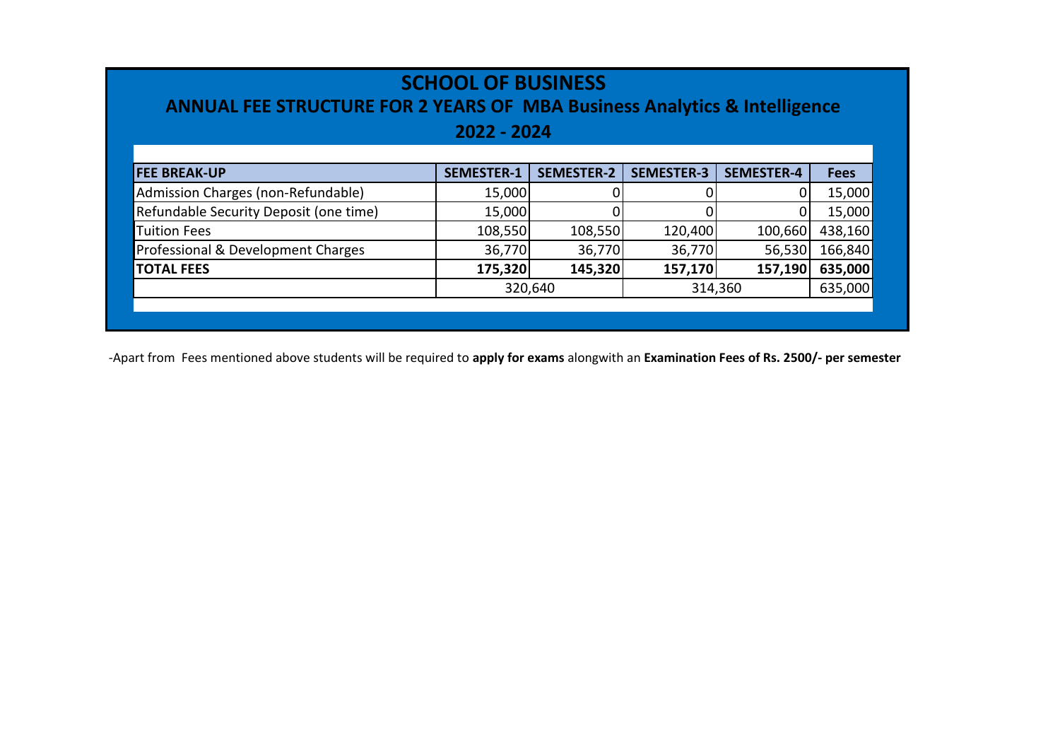# SCHOOL OF BUSINESS

## ANNUAL FEE STRUCTURE FOR 2 YEARS OF MBA Business Analytics & Intelligence

## 2022 - 2024

| FEE BREAK-UP | SEMESTER-1 | SEMESTER-2 | SEMESTER-3 | SEMESTER-4 | Fees |
|---|---|---|---|---|---|
| Admission Charges (non-Refundable) | 15,000 | 0 | 0 | 0 | 15,000 |
| Refundable Security Deposit (one time) | 15,000 | 0 | 0 | 0 | 15,000 |
| Tuition Fees | 108,550 | 108,550 | 120,400 | 100,660 | 438,160 |
| Professional & Development Charges | 36,770 | 36,770 | 36,770 | 56,530 | 166,840 |
| **TOTAL FEES** | **175,320** | **145,320** | **157,170** | **157,190** | **635,000** |
| | 320,640 | | 314,360 | | 635,000 |

-Apart from Fees mentioned above students will be required to **apply for exams** alongwith an **Examination Fees of Rs. 2500/- per semester**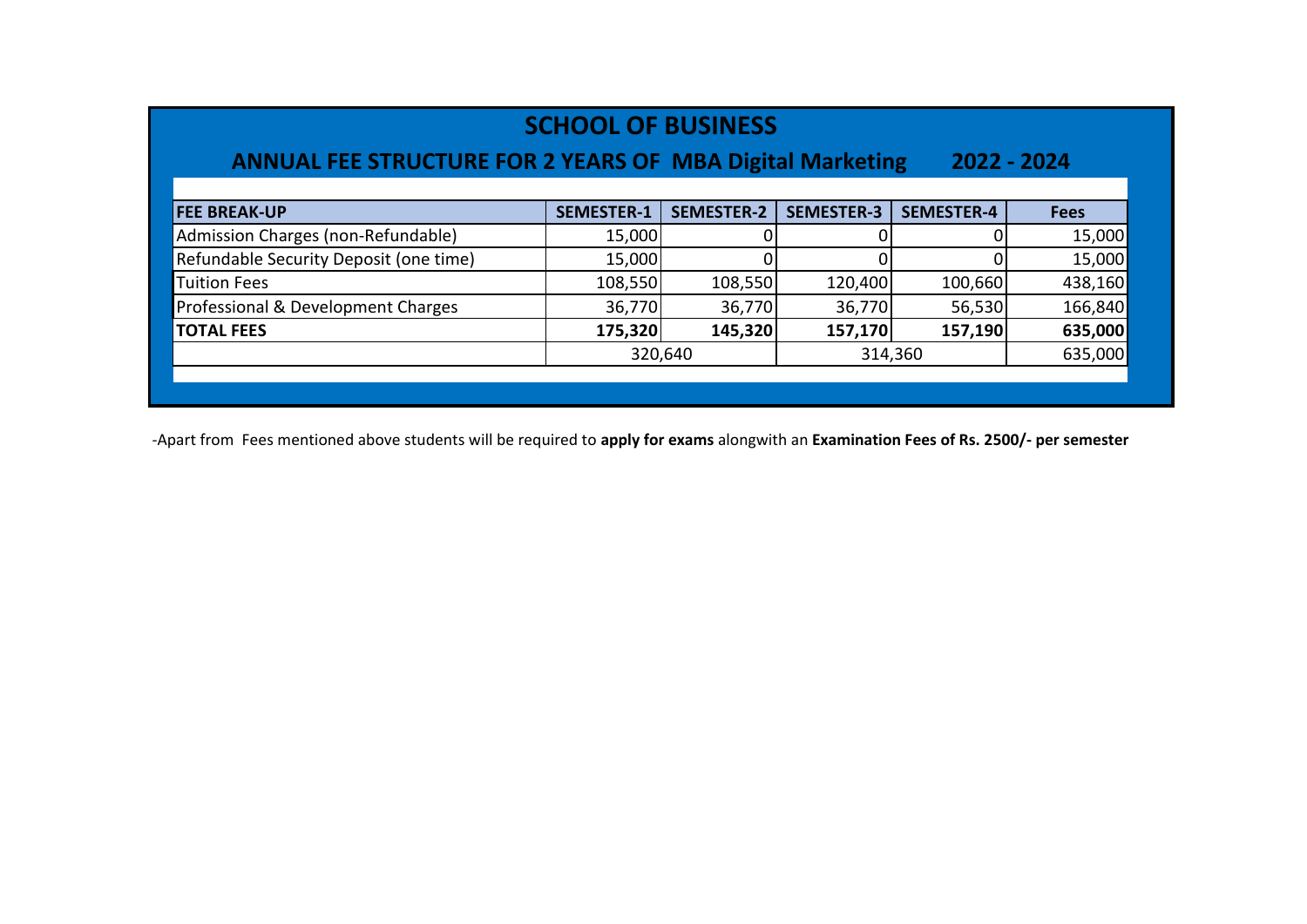# SCHOOL OF BUSINESS

## ANNUAL FEE STRUCTURE FOR 2 YEARS OF MBA Digital Marketing 2022 - 2024

| FEE BREAK-UP | SEMESTER-1 | SEMESTER-2 | SEMESTER-3 | SEMESTER-4 | Fees |
|---|---|---|---|---|---|
| Admission Charges (non-Refundable) | 15,000 | 0 | 0 | 0 | 15,000 |
| Refundable Security Deposit (one time) | 15,000 | 0 | 0 | 0 | 15,000 |
| Tuition Fees | 108,550 | 108,550 | 120,400 | 100,660 | 438,160 |
| Professional & Development Charges | 36,770 | 36,770 | 36,770 | 56,530 | 166,840 |
| **TOTAL FEES** | **175,320** | **145,320** | **157,170** | **157,190** | **635,000** |
| | 320,640 | | 314,360 | | 635,000 |

-Apart from Fees mentioned above students will be required to **apply for exams** alongwith an **Examination Fees of Rs. 2500/- per semester**